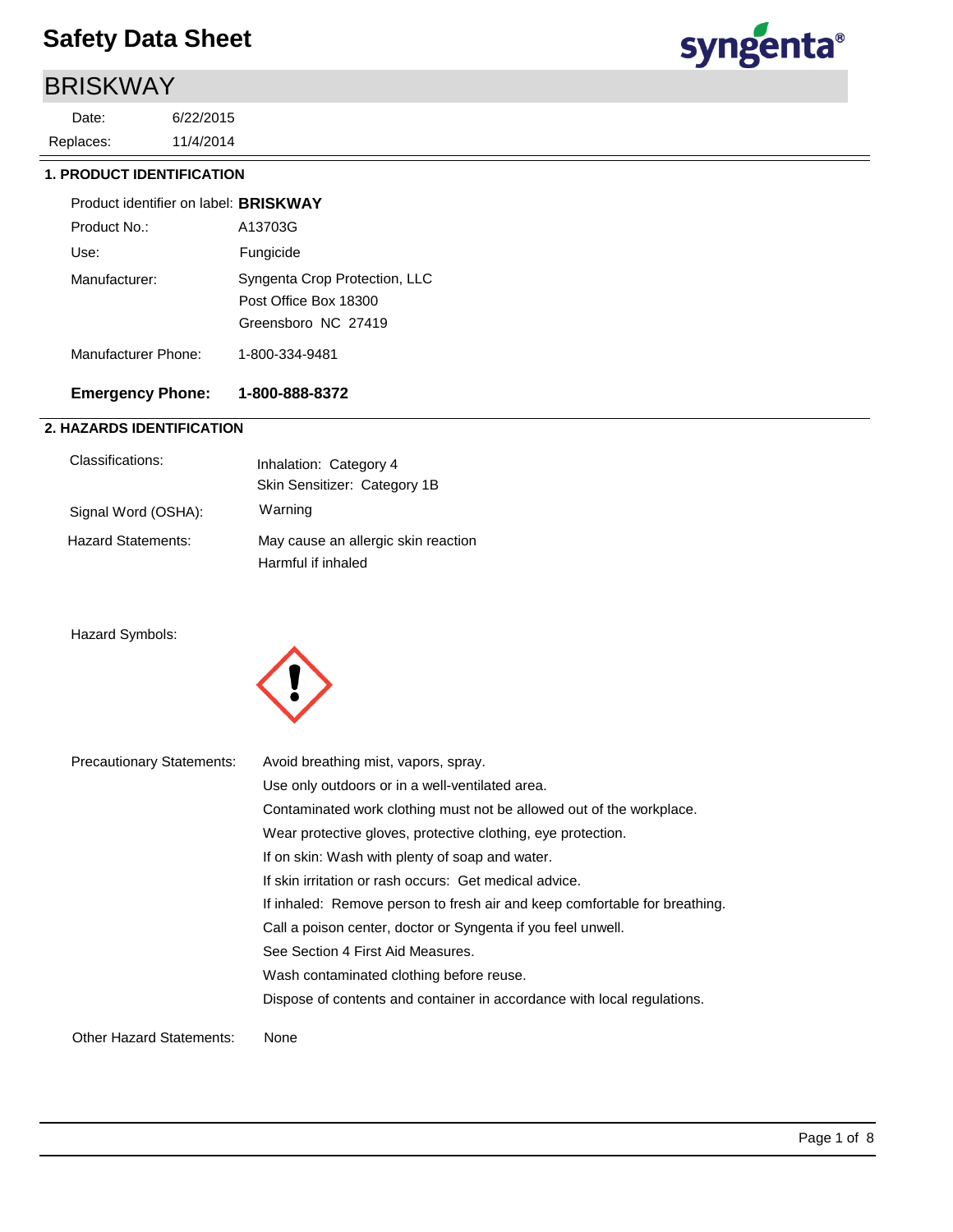# Safety Data Sheet

## BRISKWAY

Date: 6/22/2015

Replaces: 11/4/2014

### 1. PRODUCT IDENTIFICATION

| | |
|---|---|
| Product identifier on label: | **BRISKWAY** |
| Product No.: | A13703G |
| Use: | Fungicide |
| Manufacturer: | Syngenta Crop Protection, LLC<br>Post Office Box 18300<br>Greensboro NC 27419 |
| Manufacturer Phone: | 1-800-334-9481 |
| **Emergency Phone:** | **1-800-888-8372** |

### 2. HAZARDS IDENTIFICATION

| | |
|---|---|
| Classifications: | Inhalation: Category 4<br>Skin Sensitizer: Category 1B |
| Signal Word (OSHA): | Warning |
| Hazard Statements: | May cause an allergic skin reaction<br>Harmful if inhaled |

Hazard Symbols:

Precautionary Statements:

- Avoid breathing mist, vapors, spray.
- Use only outdoors or in a well-ventilated area.
- Contaminated work clothing must not be allowed out of the workplace.
- Wear protective gloves, protective clothing, eye protection.
- If on skin: Wash with plenty of soap and water.
- If skin irritation or rash occurs: Get medical advice.
- If inhaled: Remove person to fresh air and keep comfortable for breathing.
- Call a poison center, doctor or Syngenta if you feel unwell.
- See Section 4 First Aid Measures.
- Wash contaminated clothing before reuse.
- Dispose of contents and container in accordance with local regulations.

Other Hazard Statements: None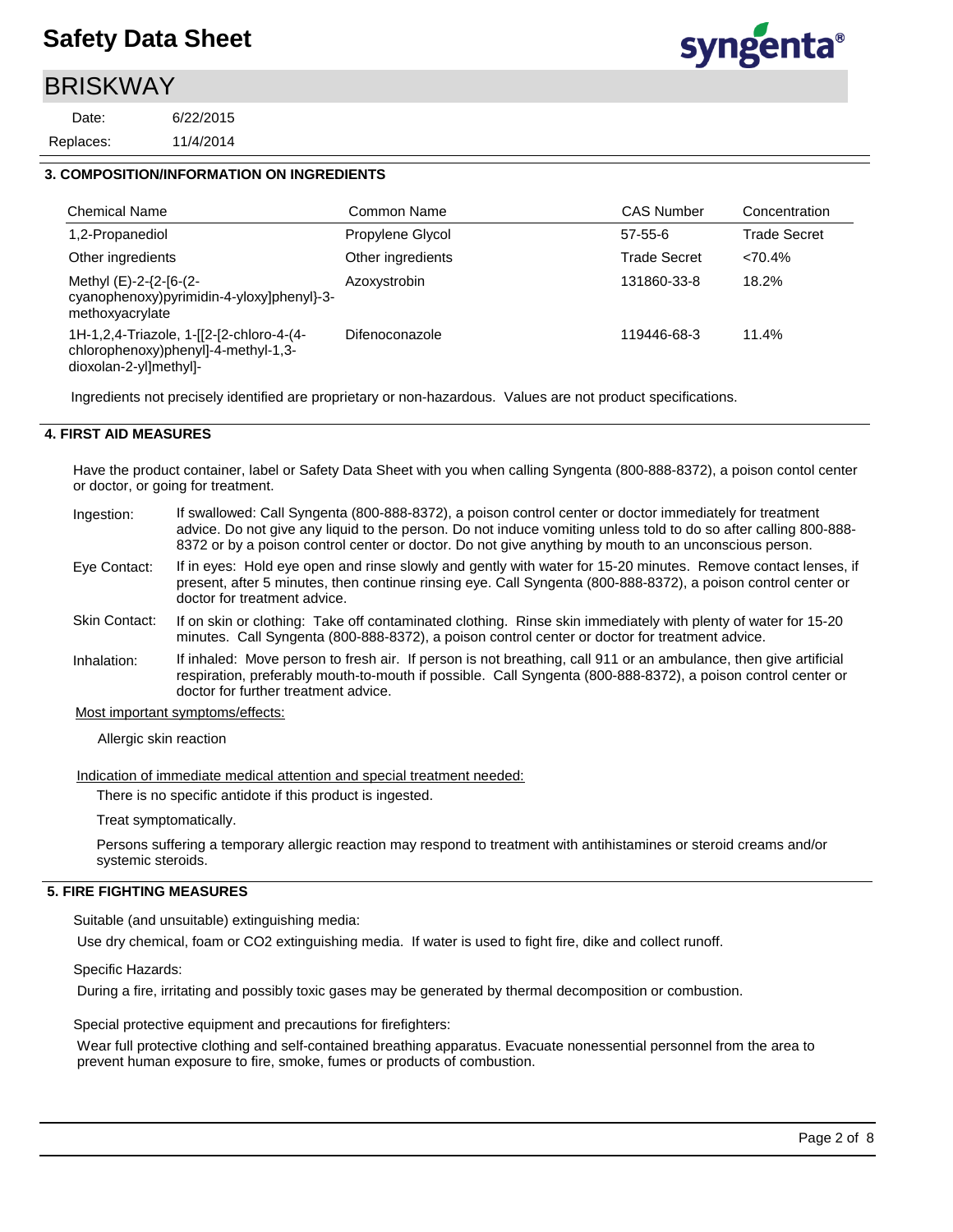## 3. COMPOSITION/INFORMATION ON INGREDIENTS

| Chemical Name | Common Name | CAS Number | Concentration |
|---|---|---|---|
| 1,2-Propanediol | Propylene Glycol | 57-55-6 | Trade Secret |
| Other ingredients | Other ingredients | Trade Secret | <70.4% |
| Methyl (E)-2-{2-[6-(2-cyanophenoxy)pyrimidin-4-yloxy]phenyl}-3-methoxyacrylate | Azoxystrobin | 131860-33-8 | 18.2% |
| 1H-1,2,4-Triazole, 1-[[2-[2-chloro-4-(4-chlorophenoxy)phenyl]-4-methyl-1,3-dioxolan-2-yl]methyl]- | Difenoconazole | 119446-68-3 | 11.4% |

Ingredients not precisely identified are proprietary or non-hazardous. Values are not product specifications.

## 4. FIRST AID MEASURES

Have the product container, label or Safety Data Sheet with you when calling Syngenta (800-888-8372), a poison contol center or doctor, or going for treatment.

**Ingestion:** If swallowed: Call Syngenta (800-888-8372), a poison control center or doctor immediately for treatment advice. Do not give any liquid to the person. Do not induce vomiting unless told to do so after calling 800-888-8372 or by a poison control center or doctor. Do not give anything by mouth to an unconscious person.

**Eye Contact:** If in eyes: Hold eye open and rinse slowly and gently with water for 15-20 minutes. Remove contact lenses, if present, after 5 minutes, then continue rinsing eye. Call Syngenta (800-888-8372), a poison control center or doctor for treatment advice.

**Skin Contact:** If on skin or clothing: Take off contaminated clothing. Rinse skin immediately with plenty of water for 15-20 minutes. Call Syngenta (800-888-8372), a poison control center or doctor for treatment advice.

**Inhalation:** If inhaled: Move person to fresh air. If person is not breathing, call 911 or an ambulance, then give artificial respiration, preferably mouth-to-mouth if possible. Call Syngenta (800-888-8372), a poison control center or doctor for further treatment advice.

Most important symptoms/effects:

Allergic skin reaction

Indication of immediate medical attention and special treatment needed:

There is no specific antidote if this product is ingested.

Treat symptomatically.

Persons suffering a temporary allergic reaction may respond to treatment with antihistamines or steroid creams and/or systemic steroids.

## 5. FIRE FIGHTING MEASURES

Suitable (and unsuitable) extinguishing media:

Use dry chemical, foam or CO2 extinguishing media. If water is used to fight fire, dike and collect runoff.

Specific Hazards:

During a fire, irritating and possibly toxic gases may be generated by thermal decomposition or combustion.

Special protective equipment and precautions for firefighters:

Wear full protective clothing and self-contained breathing apparatus. Evacuate nonessential personnel from the area to prevent human exposure to fire, smoke, fumes or products of combustion.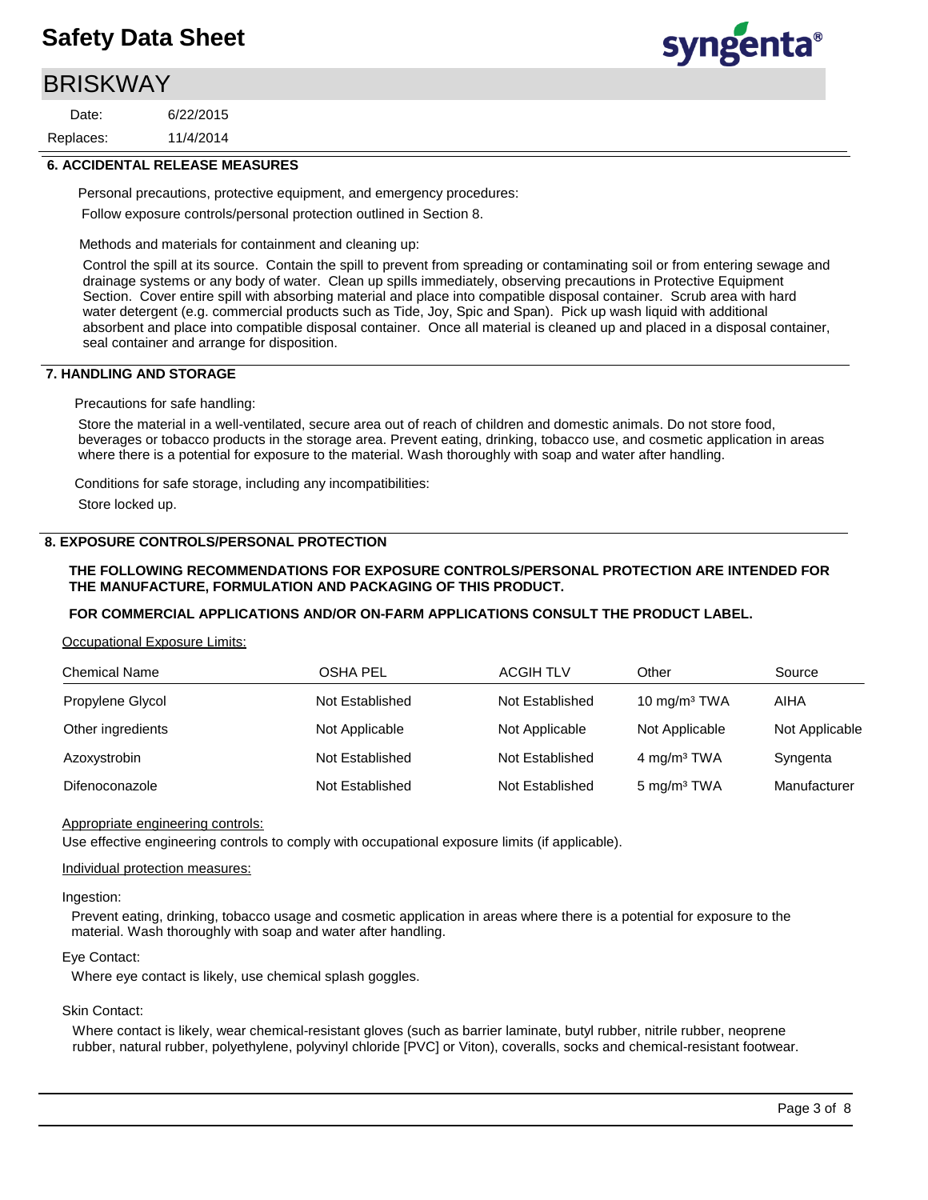## 6. ACCIDENTAL RELEASE MEASURES

Personal precautions, protective equipment, and emergency procedures:

Follow exposure controls/personal protection outlined in Section 8.

Methods and materials for containment and cleaning up:

Control the spill at its source. Contain the spill to prevent from spreading or contaminating soil or from entering sewage and drainage systems or any body of water. Clean up spills immediately, observing precautions in Protective Equipment Section. Cover entire spill with absorbing material and place into compatible disposal container. Scrub area with hard water detergent (e.g. commercial products such as Tide, Joy, Spic and Span). Pick up wash liquid with additional absorbent and place into compatible disposal container. Once all material is cleaned up and placed in a disposal container, seal container and arrange for disposition.

## 7. HANDLING AND STORAGE

Precautions for safe handling:

Store the material in a well-ventilated, secure area out of reach of children and domestic animals. Do not store food, beverages or tobacco products in the storage area. Prevent eating, drinking, tobacco use, and cosmetic application in areas where there is a potential for exposure to the material. Wash thoroughly with soap and water after handling.

Conditions for safe storage, including any incompatibilities:

Store locked up.

## 8. EXPOSURE CONTROLS/PERSONAL PROTECTION

**THE FOLLOWING RECOMMENDATIONS FOR EXPOSURE CONTROLS/PERSONAL PROTECTION ARE INTENDED FOR THE MANUFACTURE, FORMULATION AND PACKAGING OF THIS PRODUCT.**

**FOR COMMERCIAL APPLICATIONS AND/OR ON-FARM APPLICATIONS CONSULT THE PRODUCT LABEL.**

Occupational Exposure Limits:

| Chemical Name | OSHA PEL | ACGIH TLV | Other | Source |
|---|---|---|---|---|
| Propylene Glycol | Not Established | Not Established | 10 mg/m³ TWA | AIHA |
| Other ingredients | Not Applicable | Not Applicable | Not Applicable | Not Applicable |
| Azoxystrobin | Not Established | Not Established | 4 mg/m³ TWA | Syngenta |
| Difenoconazole | Not Established | Not Established | 5 mg/m³ TWA | Manufacturer |

Appropriate engineering controls:

Use effective engineering controls to comply with occupational exposure limits (if applicable).

Individual protection measures:

Ingestion:

Prevent eating, drinking, tobacco usage and cosmetic application in areas where there is a potential for exposure to the material. Wash thoroughly with soap and water after handling.

Eye Contact:

Where eye contact is likely, use chemical splash goggles.

Skin Contact:

Where contact is likely, wear chemical-resistant gloves (such as barrier laminate, butyl rubber, nitrile rubber, neoprene rubber, natural rubber, polyethylene, polyvinyl chloride [PVC] or Viton), coveralls, socks and chemical-resistant footwear.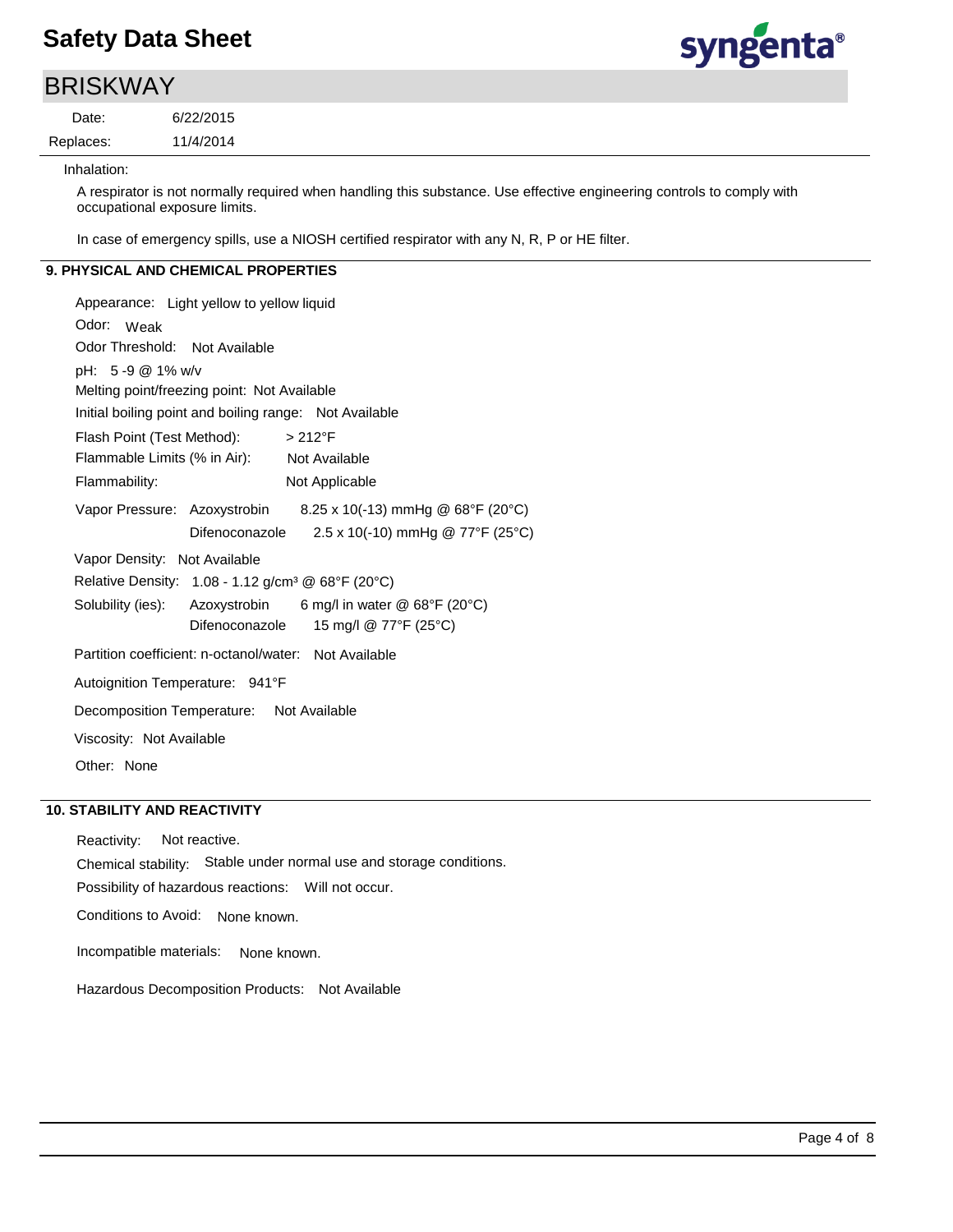Inhalation:

A respirator is not normally required when handling this substance. Use effective engineering controls to comply with occupational exposure limits.

In case of emergency spills, use a NIOSH certified respirator with any N, R, P or HE filter.

## 9. PHYSICAL AND CHEMICAL PROPERTIES

Appearance: Light yellow to yellow liquid

Odor: Weak

Odor Threshold: Not Available

pH: 5 -9 @ 1% w/v

Melting point/freezing point: Not Available

Initial boiling point and boiling range: Not Available

Flash Point (Test Method): > 212°F

Flammable Limits (% in Air): Not Available

Flammability: Not Applicable

Vapor Pressure: Azoxystrobin 8.25 x 10(-13) mmHg @ 68°F (20°C)
Difenoconazole 2.5 x 10(-10) mmHg @ 77°F (25°C)

Vapor Density: Not Available

Relative Density: 1.08 - 1.12 g/cm³ @ 68°F (20°C)

Solubility (ies): Azoxystrobin 6 mg/l in water @ 68°F (20°C)
Difenoconazole 15 mg/l @ 77°F (25°C)

Partition coefficient: n-octanol/water: Not Available

Autoignition Temperature: 941°F

Decomposition Temperature: Not Available

Viscosity: Not Available

Other: None

## 10. STABILITY AND REACTIVITY

Reactivity: Not reactive.

Chemical stability: Stable under normal use and storage conditions.

Possibility of hazardous reactions: Will not occur.

Conditions to Avoid: None known.

Incompatible materials: None known.

Hazardous Decomposition Products: Not Available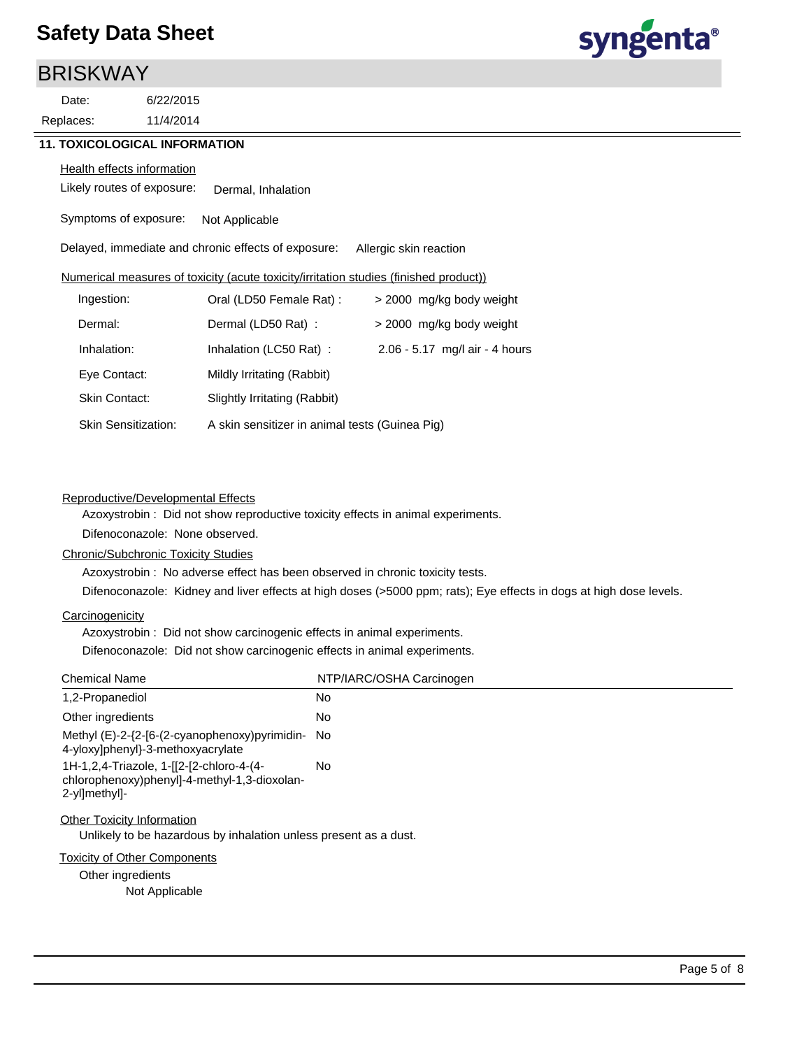# Safety Data Sheet

## BRISKWAY

Date: 6/22/2015

Replaces: 11/4/2014

### 11. TOXICOLOGICAL INFORMATION

Health effects information

Likely routes of exposure: Dermal, Inhalation

Symptoms of exposure: Not Applicable

Delayed, immediate and chronic effects of exposure: Allergic skin reaction

Numerical measures of toxicity (acute toxicity/irritation studies (finished product))

| | | |
|---|---|---|
| Ingestion: | Oral (LD50 Female Rat) : | > 2000 mg/kg body weight |
| Dermal: | Dermal (LD50 Rat) : | > 2000 mg/kg body weight |
| Inhalation: | Inhalation (LC50 Rat) : | 2.06 - 5.17 mg/l air - 4 hours |
| Eye Contact: | Mildly Irritating (Rabbit) | |
| Skin Contact: | Slightly Irritating (Rabbit) | |
| Skin Sensitization: | A skin sensitizer in animal tests (Guinea Pig) | |

Reproductive/Developmental Effects

Azoxystrobin : Did not show reproductive toxicity effects in animal experiments.

Difenoconazole: None observed.

Chronic/Subchronic Toxicity Studies

Azoxystrobin : No adverse effect has been observed in chronic toxicity tests.

Difenoconazole: Kidney and liver effects at high doses (>5000 ppm; rats); Eye effects in dogs at high dose levels.

Carcinogenicity

Azoxystrobin : Did not show carcinogenic effects in animal experiments.

Difenoconazole: Did not show carcinogenic effects in animal experiments.

| Chemical Name | NTP/IARC/OSHA Carcinogen |
|---|---|
| 1,2-Propanediol | No |
| Other ingredients | No |
| Methyl (E)-2-{2-[6-(2-cyanophenoxy)pyrimidin-4-yloxy]phenyl}-3-methoxyacrylate | No |
| 1H-1,2,4-Triazole, 1-[[2-[2-chloro-4-(4-chlorophenoxy)phenyl]-4-methyl-1,3-dioxolan-2-yl]methyl]- | No |

Other Toxicity Information

Unlikely to be hazardous by inhalation unless present as a dust.

Toxicity of Other Components

Other ingredients

Not Applicable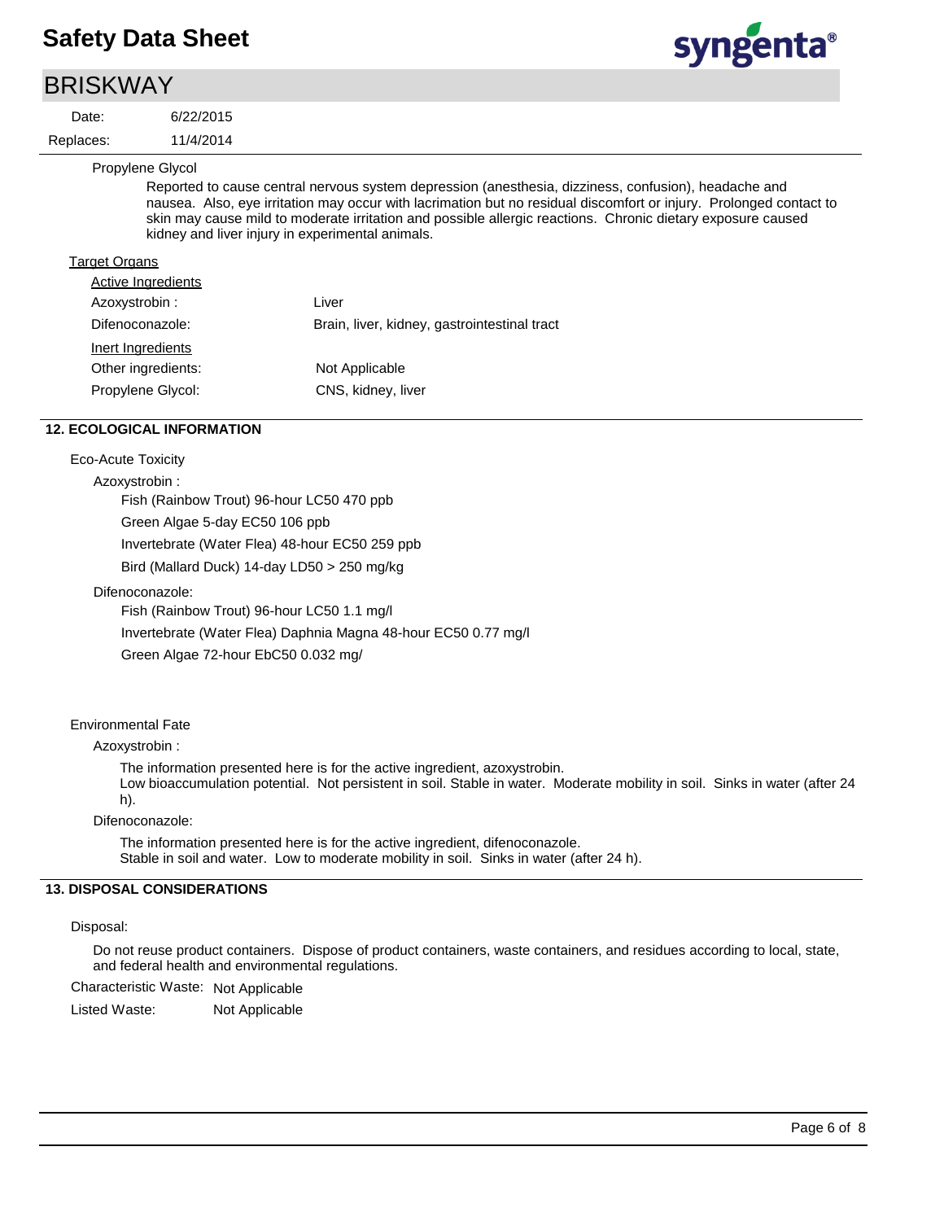Propylene Glycol

Reported to cause central nervous system depression (anesthesia, dizziness, confusion), headache and nausea. Also, eye irritation may occur with lacrimation but no residual discomfort or injury. Prolonged contact to skin may cause mild to moderate irritation and possible allergic reactions. Chronic dietary exposure caused kidney and liver injury in experimental animals.

Target Organs

| | |
|---|---|
| Active Ingredients | |
| Azoxystrobin : | Liver |
| Difenoconazole: | Brain, liver, kidney, gastrointestinal tract |
| Inert Ingredients | |
| Other ingredients: | Not Applicable |
| Propylene Glycol: | CNS, kidney, liver |

## 12. ECOLOGICAL INFORMATION

Eco-Acute Toxicity

Azoxystrobin :

Fish (Rainbow Trout) 96-hour LC50 470 ppb

Green Algae 5-day EC50 106 ppb

Invertebrate (Water Flea) 48-hour EC50 259 ppb

Bird (Mallard Duck) 14-day LD50 > 250 mg/kg

Difenoconazole:

Fish (Rainbow Trout) 96-hour LC50 1.1 mg/l

Invertebrate (Water Flea) Daphnia Magna 48-hour EC50 0.77 mg/l

Green Algae 72-hour EbC50 0.032 mg/

Environmental Fate

Azoxystrobin :

The information presented here is for the active ingredient, azoxystrobin.
Low bioaccumulation potential. Not persistent in soil. Stable in water. Moderate mobility in soil. Sinks in water (after 24 h).

Difenoconazole:

The information presented here is for the active ingredient, difenoconazole.
Stable in soil and water. Low to moderate mobility in soil. Sinks in water (after 24 h).

## 13. DISPOSAL CONSIDERATIONS

Disposal:

Do not reuse product containers. Dispose of product containers, waste containers, and residues according to local, state, and federal health and environmental regulations.

Characteristic Waste: Not Applicable

Listed Waste: Not Applicable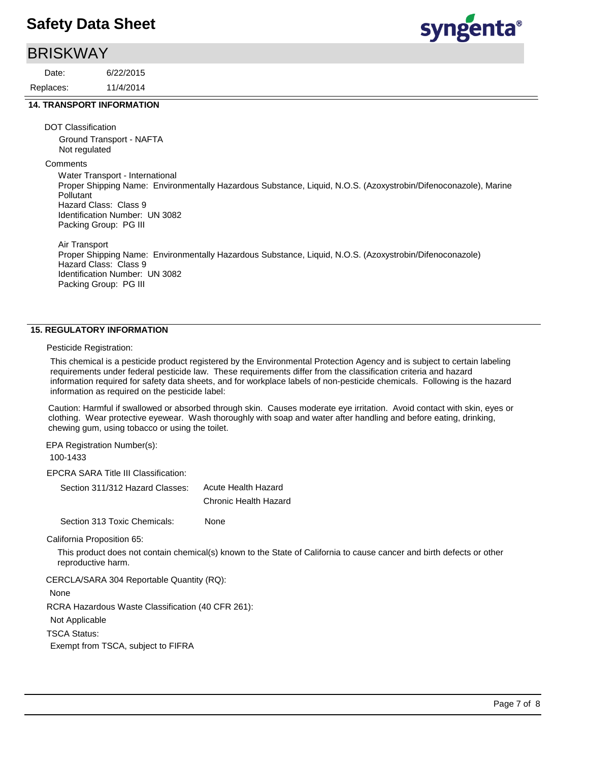## 14. TRANSPORT INFORMATION

DOT Classification

Ground Transport - NAFTA
Not regulated

Comments

Water Transport - International
Proper Shipping Name: Environmentally Hazardous Substance, Liquid, N.O.S. (Azoxystrobin/Difenoconazole), Marine Pollutant
Hazard Class: Class 9
Identification Number: UN 3082
Packing Group: PG III

Air Transport
Proper Shipping Name: Environmentally Hazardous Substance, Liquid, N.O.S. (Azoxystrobin/Difenoconazole)
Hazard Class: Class 9
Identification Number: UN 3082
Packing Group: PG III

## 15. REGULATORY INFORMATION

Pesticide Registration:

This chemical is a pesticide product registered by the Environmental Protection Agency and is subject to certain labeling requirements under federal pesticide law. These requirements differ from the classification criteria and hazard information required for safety data sheets, and for workplace labels of non-pesticide chemicals. Following is the hazard information as required on the pesticide label:

Caution: Harmful if swallowed or absorbed through skin. Causes moderate eye irritation. Avoid contact with skin, eyes or clothing. Wear protective eyewear. Wash thoroughly with soap and water after handling and before eating, drinking, chewing gum, using tobacco or using the toilet.

EPA Registration Number(s):

100-1433

EPCRA SARA Title III Classification:

| | |
|---|---|
| Section 311/312 Hazard Classes: | Acute Health Hazard<br>Chronic Health Hazard |
| Section 313 Toxic Chemicals: | None |

California Proposition 65:

This product does not contain chemical(s) known to the State of California to cause cancer and birth defects or other reproductive harm.

CERCLA/SARA 304 Reportable Quantity (RQ):

None

RCRA Hazardous Waste Classification (40 CFR 261):

Not Applicable

TSCA Status:

Exempt from TSCA, subject to FIFRA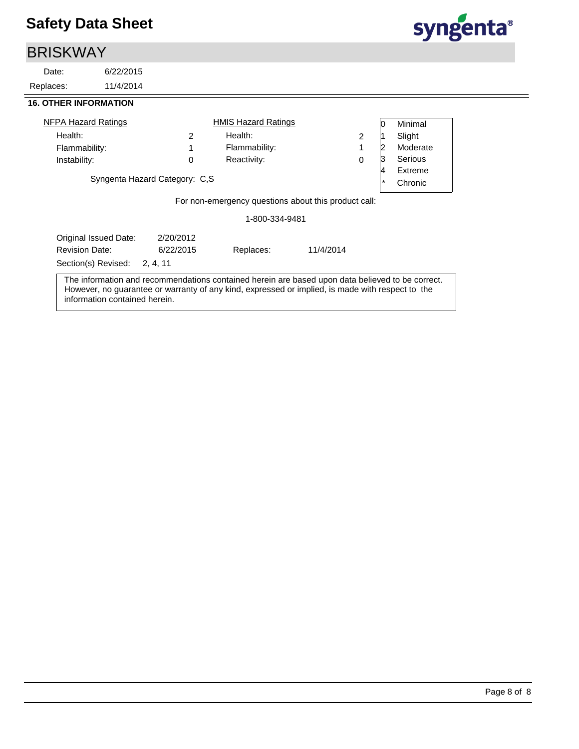# Safety Data Sheet

## BRISKWAY

Date: 6/22/2015

Replaces: 11/4/2014

### 16. OTHER INFORMATION

| NFPA Hazard Ratings | | HMIS Hazard Ratings | | | |
|---|---|---|---|---|---|
| Health: | 2 | Health: | 2 | 0 | Minimal |
| Flammability: | 1 | Flammability: | 1 | 1 | Slight |
| Instability: | 0 | Reactivity: | 0 | 2 | Moderate |
| | | | | 3 | Serious |
| | | | | 4 | Extreme |
| | | | | * | Chronic |

Syngenta Hazard Category: C,S

For non-emergency questions about this product call:

1-800-334-9481

Original Issued Date: 2/20/2012

Revision Date: 6/22/2015 Replaces: 11/4/2014

Section(s) Revised: 2, 4, 11

The information and recommendations contained herein are based upon data believed to be correct. However, no guarantee or warranty of any kind, expressed or implied, is made with respect to the information contained herein.